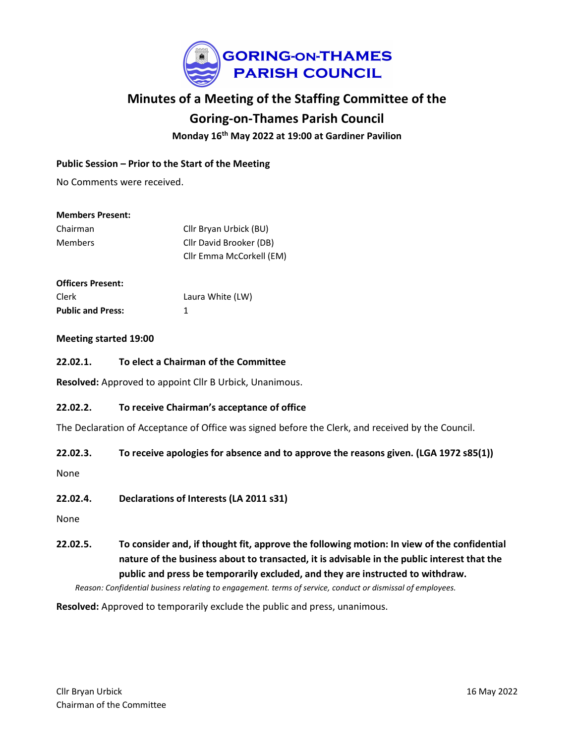**GORING-ON-THAMES PARISH COUNCIL**

# Minutes of a Meeting of the Staffing Committee of the Goring-on-Thames Parish Council

**Monday 16th May 2022 at 19:00 at Gardiner Pavilion**

**Public Session – Prior to the Start of the Meeting**

No Comments were received.

**Members Present:**

| | |
|---|---|
| Chairman | Cllr Bryan Urbick (BU) |
| Members | Cllr David Brooker (DB) |
| | Cllr Emma McCorkell (EM) |

**Officers Present:**

| | |
|---|---|
| Clerk | Laura White (LW) |
| **Public and Press:** | 1 |

**Meeting started 19:00**

**22.02.1. To elect a Chairman of the Committee**

**Resolved:** Approved to appoint Cllr B Urbick, Unanimous.

**22.02.2. To receive Chairman's acceptance of office**

The Declaration of Acceptance of Office was signed before the Clerk, and received by the Council.

**22.02.3. To receive apologies for absence and to approve the reasons given. (LGA 1972 s85(1))**

None

**22.02.4. Declarations of Interests (LA 2011 s31)**

None

**22.02.5. To consider and, if thought fit, approve the following motion: In view of the confidential nature of the business about to transacted, it is advisable in the public interest that the public and press be temporarily excluded, and they are instructed to withdraw.**

*Reason: Confidential business relating to engagement. terms of service, conduct or dismissal of employees.*

**Resolved:** Approved to temporarily exclude the public and press, unanimous.

Cllr Bryan Urbick
Chairman of the Committee

16 May 2022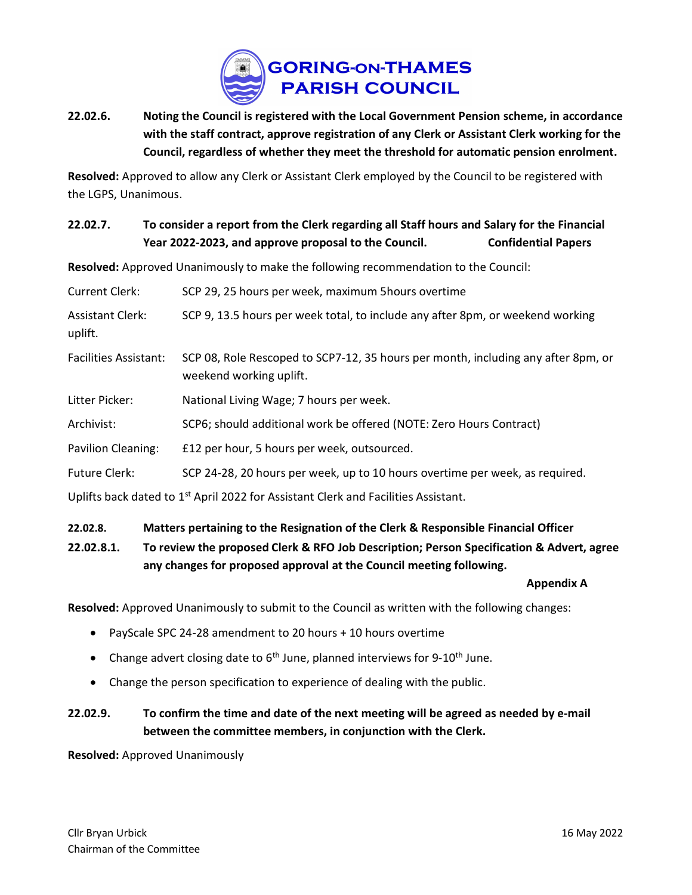**22.02.6. Noting the Council is registered with the Local Government Pension scheme, in accordance with the staff contract, approve registration of any Clerk or Assistant Clerk working for the Council, regardless of whether they meet the threshold for automatic pension enrolment.**

**Resolved:** Approved to allow any Clerk or Assistant Clerk employed by the Council to be registered with the LGPS, Unanimous.

**22.02.7. To consider a report from the Clerk regarding all Staff hours and Salary for the Financial Year 2022-2023, and approve proposal to the Council. Confidential Papers**

**Resolved:** Approved Unanimously to make the following recommendation to the Council:

| | |
|---|---|
| Current Clerk: | SCP 29, 25 hours per week, maximum 5hours overtime |
| Assistant Clerk: | SCP 9, 13.5 hours per week total, to include any after 8pm, or weekend working uplift. |
| Facilities Assistant: | SCP 08, Role Rescoped to SCP7-12, 35 hours per month, including any after 8pm, or weekend working uplift. |
| Litter Picker: | National Living Wage; 7 hours per week. |
| Archivist: | SCP6; should additional work be offered (NOTE: Zero Hours Contract) |
| Pavilion Cleaning: | £12 per hour, 5 hours per week, outsourced. |
| Future Clerk: | SCP 24-28, 20 hours per week, up to 10 hours overtime per week, as required. |

Uplifts back dated to 1st April 2022 for Assistant Clerk and Facilities Assistant.

**22.02.8. Matters pertaining to the Resignation of the Clerk & Responsible Financial Officer**

**22.02.8.1. To review the proposed Clerk & RFO Job Description; Person Specification & Advert, agree any changes for proposed approval at the Council meeting following.**

**Appendix A**

**Resolved:** Approved Unanimously to submit to the Council as written with the following changes:

- PayScale SPC 24-28 amendment to 20 hours + 10 hours overtime
- Change advert closing date to 6th June, planned interviews for 9-10th June.
- Change the person specification to experience of dealing with the public.

**22.02.9. To confirm the time and date of the next meeting will be agreed as needed by e-mail between the committee members, in conjunction with the Clerk.**

**Resolved:** Approved Unanimously

Cllr Bryan Urbick
Chairman of the Committee

16 May 2022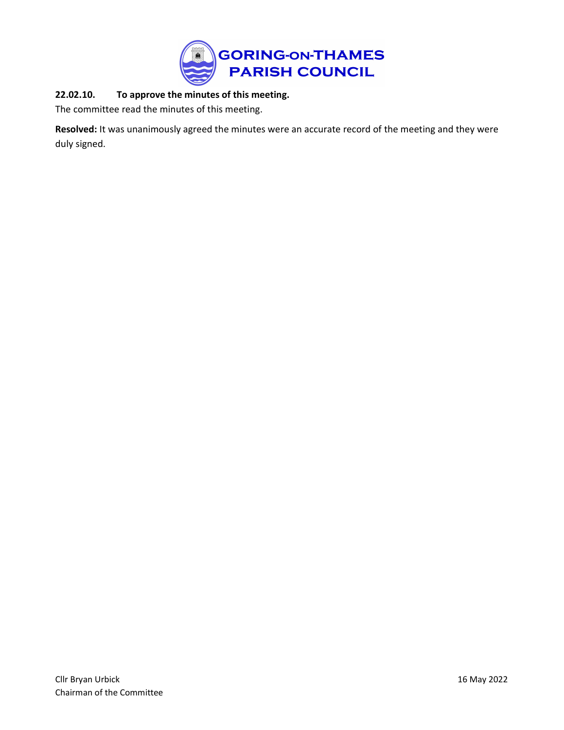**22.02.10. To approve the minutes of this meeting.**

The committee read the minutes of this meeting.

**Resolved:** It was unanimously agreed the minutes were an accurate record of the meeting and they were duly signed.

Cllr Bryan Urbick
Chairman of the Committee

16 May 2022